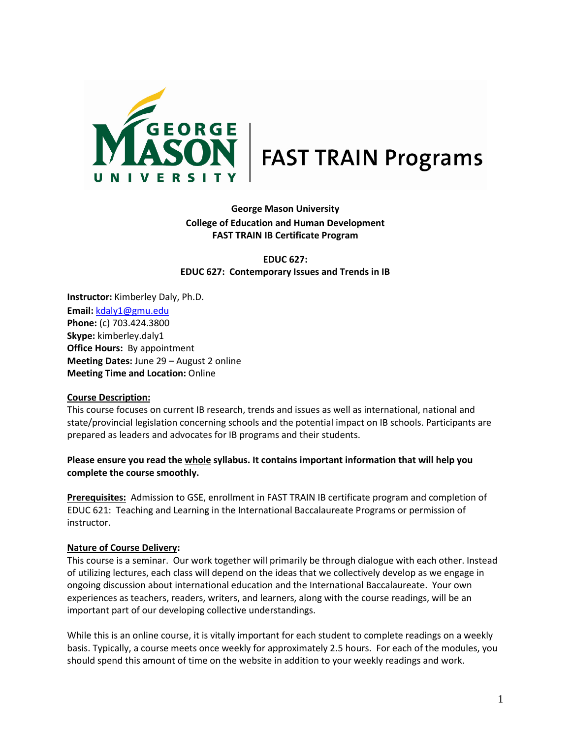George Mason University

College of Education and Human Development

FAST TRAIN IB Certificate Program

**EDUC 627:**

**EDUC 627: Contemporary Issues and Trends in IB**

**Instructor:** Kimberley Daly, Ph.D.
**Email:** kdaly1@gmu.edu
**Phone:** (c) 703.424.3800
**Skype:** kimberley.daly1
**Office Hours:** By appointment
**Meeting Dates:** June 29 – August 2 online
**Meeting Time and Location:** Online

**Course Description:**

This course focuses on current IB research, trends and issues as well as international, national and state/provincial legislation concerning schools and the potential impact on IB schools. Participants are prepared as leaders and advocates for IB programs and their students.

**Please ensure you read the whole syllabus. It contains important information that will help you complete the course smoothly.**

**Prerequisites:** Admission to GSE, enrollment in FAST TRAIN IB certificate program and completion of EDUC 621: Teaching and Learning in the International Baccalaureate Programs or permission of instructor.

**Nature of Course Delivery:**

This course is a seminar. Our work together will primarily be through dialogue with each other. Instead of utilizing lectures, each class will depend on the ideas that we collectively develop as we engage in ongoing discussion about international education and the International Baccalaureate. Your own experiences as teachers, readers, writers, and learners, along with the course readings, will be an important part of our developing collective understandings.

While this is an online course, it is vitally important for each student to complete readings on a weekly basis. Typically, a course meets once weekly for approximately 2.5 hours. For each of the modules, you should spend this amount of time on the website in addition to your weekly readings and work.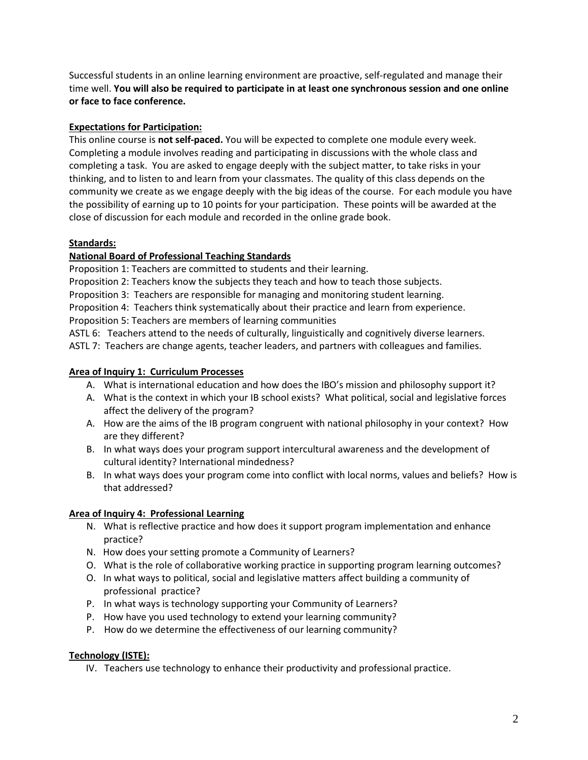Successful students in an online learning environment are proactive, self-regulated and manage their time well. **You will also be required to participate in at least one synchronous session and one online or face to face conference.**

**Expectations for Participation:**

This online course is **not self-paced.** You will be expected to complete one module every week. Completing a module involves reading and participating in discussions with the whole class and completing a task. You are asked to engage deeply with the subject matter, to take risks in your thinking, and to listen to and learn from your classmates. The quality of this class depends on the community we create as we engage deeply with the big ideas of the course. For each module you have the possibility of earning up to 10 points for your participation. These points will be awarded at the close of discussion for each module and recorded in the online grade book.

**Standards:**

**National Board of Professional Teaching Standards**

Proposition 1: Teachers are committed to students and their learning.
Proposition 2: Teachers know the subjects they teach and how to teach those subjects.
Proposition 3: Teachers are responsible for managing and monitoring student learning.
Proposition 4: Teachers think systematically about their practice and learn from experience.
Proposition 5: Teachers are members of learning communities
ASTL 6: Teachers attend to the needs of culturally, linguistically and cognitively diverse learners.
ASTL 7: Teachers are change agents, teacher leaders, and partners with colleagues and families.

**Area of Inquiry 1: Curriculum Processes**

A. What is international education and how does the IBO's mission and philosophy support it?
A. What is the context in which your IB school exists? What political, social and legislative forces affect the delivery of the program?
A. How are the aims of the IB program congruent with national philosophy in your context? How are they different?
B. In what ways does your program support intercultural awareness and the development of cultural identity? International mindedness?
B. In what ways does your program come into conflict with local norms, values and beliefs? How is that addressed?

**Area of Inquiry 4: Professional Learning**

N. What is reflective practice and how does it support program implementation and enhance practice?
N. How does your setting promote a Community of Learners?
O. What is the role of collaborative working practice in supporting program learning outcomes?
O. In what ways to political, social and legislative matters affect building a community of professional practice?
P. In what ways is technology supporting your Community of Learners?
P. How have you used technology to extend your learning community?
P. How do we determine the effectiveness of our learning community?

**Technology (ISTE):**

IV. Teachers use technology to enhance their productivity and professional practice.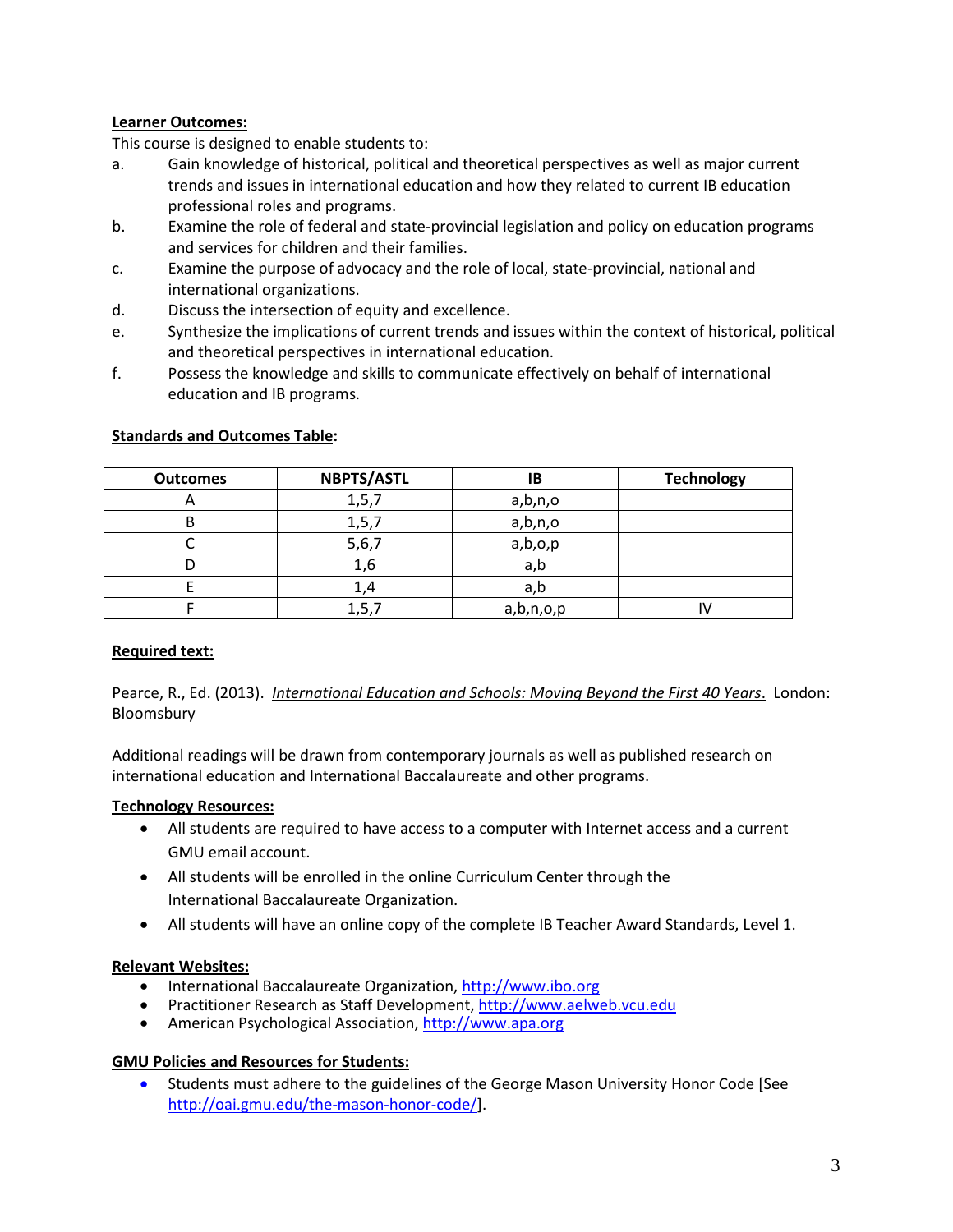**Learner Outcomes:**

This course is designed to enable students to:

a. Gain knowledge of historical, political and theoretical perspectives as well as major current trends and issues in international education and how they related to current IB education professional roles and programs.

b. Examine the role of federal and state-provincial legislation and policy on education programs and services for children and their families.

c. Examine the purpose of advocacy and the role of local, state-provincial, national and international organizations.

d. Discuss the intersection of equity and excellence.

e. Synthesize the implications of current trends and issues within the context of historical, political and theoretical perspectives in international education.

f. Possess the knowledge and skills to communicate effectively on behalf of international education and IB programs.

**Standards and Outcomes Table:**

| Outcomes | NBPTS/ASTL | IB | Technology |
|---|---|---|---|
| A | 1,5,7 | a,b,n,o | |
| B | 1,5,7 | a,b,n,o | |
| C | 5,6,7 | a,b,o,p | |
| D | 1,6 | a,b | |
| E | 1,4 | a,b | |
| F | 1,5,7 | a,b,n,o,p | IV |

**Required text:**

Pearce, R., Ed. (2013). *International Education and Schools: Moving Beyond the First 40 Years*. London: Bloomsbury

Additional readings will be drawn from contemporary journals as well as published research on international education and International Baccalaureate and other programs.

**Technology Resources:**

- All students are required to have access to a computer with Internet access and a current GMU email account.
- All students will be enrolled in the online Curriculum Center through the International Baccalaureate Organization.
- All students will have an online copy of the complete IB Teacher Award Standards, Level 1.

**Relevant Websites:**

- International Baccalaureate Organization, http://www.ibo.org
- Practitioner Research as Staff Development, http://www.aelweb.vcu.edu
- American Psychological Association, http://www.apa.org

**GMU Policies and Resources for Students:**

- Students must adhere to the guidelines of the George Mason University Honor Code [See http://oai.gmu.edu/the-mason-honor-code/].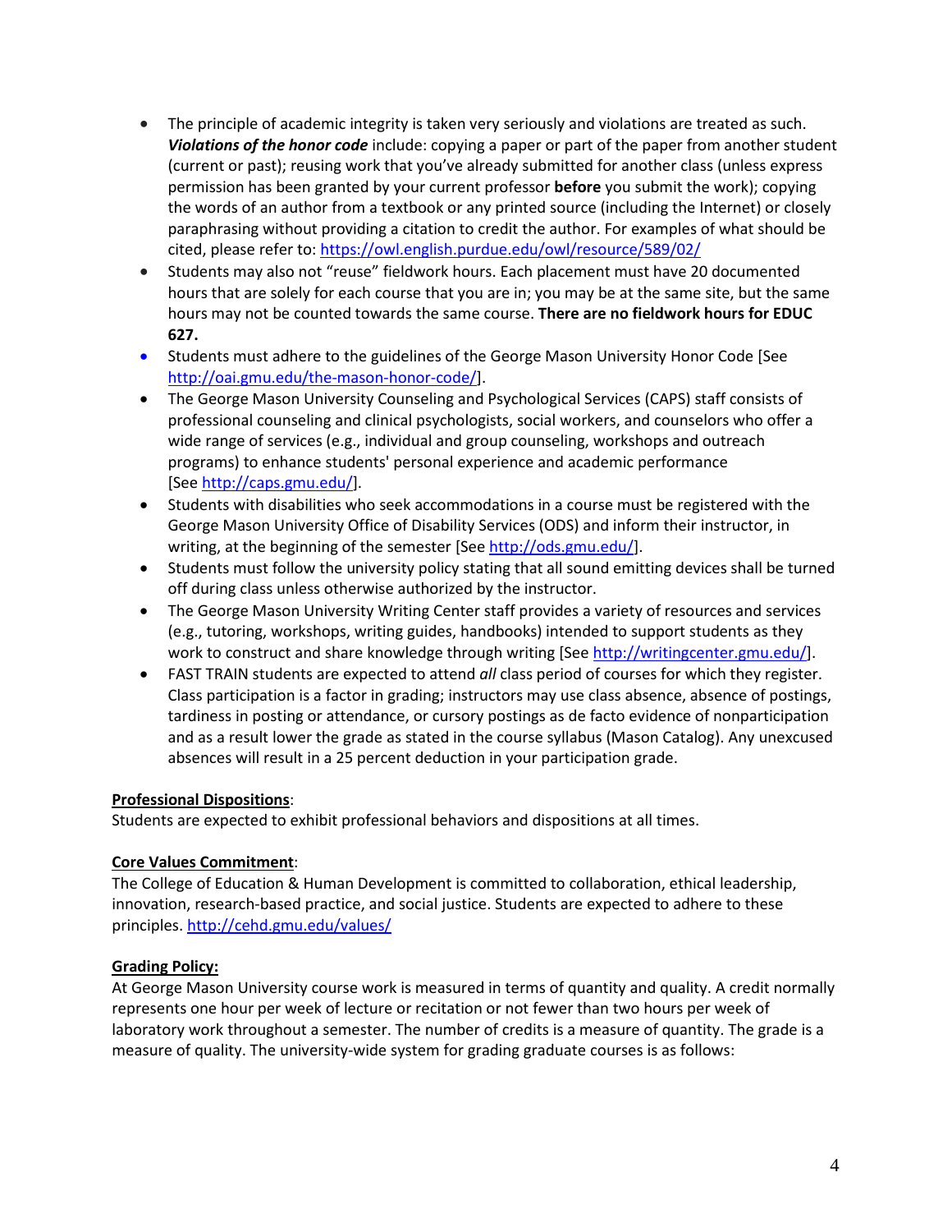- The principle of academic integrity is taken very seriously and violations are treated as such. ***Violations of the honor code*** include: copying a paper or part of the paper from another student (current or past); reusing work that you've already submitted for another class (unless express permission has been granted by your current professor **before** you submit the work); copying the words of an author from a textbook or any printed source (including the Internet) or closely paraphrasing without providing a citation to credit the author. For examples of what should be cited, please refer to: https://owl.english.purdue.edu/owl/resource/589/02/
- Students may also not "reuse" fieldwork hours. Each placement must have 20 documented hours that are solely for each course that you are in; you may be at the same site, but the same hours may not be counted towards the same course. **There are no fieldwork hours for EDUC 627.**
- Students must adhere to the guidelines of the George Mason University Honor Code [See http://oai.gmu.edu/the-mason-honor-code/].
- The George Mason University Counseling and Psychological Services (CAPS) staff consists of professional counseling and clinical psychologists, social workers, and counselors who offer a wide range of services (e.g., individual and group counseling, workshops and outreach programs) to enhance students' personal experience and academic performance [See http://caps.gmu.edu/].
- Students with disabilities who seek accommodations in a course must be registered with the George Mason University Office of Disability Services (ODS) and inform their instructor, in writing, at the beginning of the semester [See http://ods.gmu.edu/].
- Students must follow the university policy stating that all sound emitting devices shall be turned off during class unless otherwise authorized by the instructor.
- The George Mason University Writing Center staff provides a variety of resources and services (e.g., tutoring, workshops, writing guides, handbooks) intended to support students as they work to construct and share knowledge through writing [See http://writingcenter.gmu.edu/].
- FAST TRAIN students are expected to attend *all* class period of courses for which they register. Class participation is a factor in grading; instructors may use class absence, absence of postings, tardiness in posting or attendance, or cursory postings as de facto evidence of nonparticipation and as a result lower the grade as stated in the course syllabus (Mason Catalog). Any unexcused absences will result in a 25 percent deduction in your participation grade.

**Professional Dispositions**:
Students are expected to exhibit professional behaviors and dispositions at all times.

**Core Values Commitment**:
The College of Education & Human Development is committed to collaboration, ethical leadership, innovation, research-based practice, and social justice. Students are expected to adhere to these principles. http://cehd.gmu.edu/values/

**Grading Policy:**
At George Mason University course work is measured in terms of quantity and quality. A credit normally represents one hour per week of lecture or recitation or not fewer than two hours per week of laboratory work throughout a semester. The number of credits is a measure of quantity. The grade is a measure of quality. The university-wide system for grading graduate courses is as follows: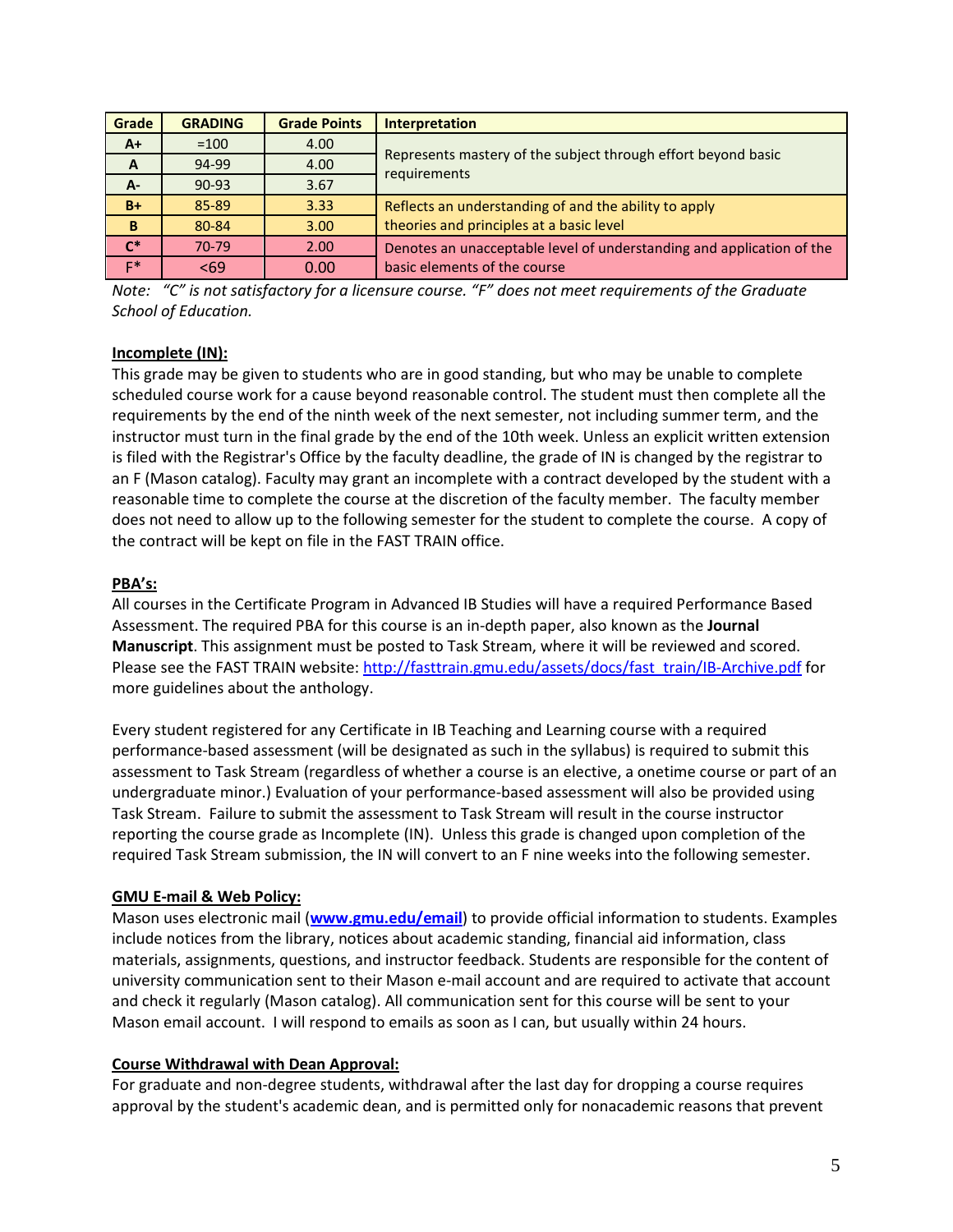| Grade | GRADING | Grade Points | Interpretation |
|---|---|---|---|
| A+ | =100 | 4.00 | Represents mastery of the subject through effort beyond basic requirements |
| A | 94-99 | 4.00 | |
| A- | 90-93 | 3.67 | |
| B+ | 85-89 | 3.33 | Reflects an understanding of and the ability to apply theories and principles at a basic level |
| B | 80-84 | 3.00 | |
| C* | 70-79 | 2.00 | Denotes an unacceptable level of understanding and application of the basic elements of the course |
| F* | <69 | 0.00 | |

*Note: "C" is not satisfactory for a licensure course. "F" does not meet requirements of the Graduate School of Education.*

**Incomplete (IN):**

This grade may be given to students who are in good standing, but who may be unable to complete scheduled course work for a cause beyond reasonable control. The student must then complete all the requirements by the end of the ninth week of the next semester, not including summer term, and the instructor must turn in the final grade by the end of the 10th week. Unless an explicit written extension is filed with the Registrar's Office by the faculty deadline, the grade of IN is changed by the registrar to an F (Mason catalog). Faculty may grant an incomplete with a contract developed by the student with a reasonable time to complete the course at the discretion of the faculty member. The faculty member does not need to allow up to the following semester for the student to complete the course. A copy of the contract will be kept on file in the FAST TRAIN office.

**PBA's:**

All courses in the Certificate Program in Advanced IB Studies will have a required Performance Based Assessment. The required PBA for this course is an in-depth paper, also known as the **Journal Manuscript**. This assignment must be posted to Task Stream, where it will be reviewed and scored. Please see the FAST TRAIN website: http://fasttrain.gmu.edu/assets/docs/fast_train/IB-Archive.pdf for more guidelines about the anthology.

Every student registered for any Certificate in IB Teaching and Learning course with a required performance-based assessment (will be designated as such in the syllabus) is required to submit this assessment to Task Stream (regardless of whether a course is an elective, a onetime course or part of an undergraduate minor.) Evaluation of your performance-based assessment will also be provided using Task Stream. Failure to submit the assessment to Task Stream will result in the course instructor reporting the course grade as Incomplete (IN). Unless this grade is changed upon completion of the required Task Stream submission, the IN will convert to an F nine weeks into the following semester.

**GMU E-mail & Web Policy:**

Mason uses electronic mail (**www.gmu.edu/email**) to provide official information to students. Examples include notices from the library, notices about academic standing, financial aid information, class materials, assignments, questions, and instructor feedback. Students are responsible for the content of university communication sent to their Mason e-mail account and are required to activate that account and check it regularly (Mason catalog). All communication sent for this course will be sent to your Mason email account. I will respond to emails as soon as I can, but usually within 24 hours.

**Course Withdrawal with Dean Approval:**

For graduate and non-degree students, withdrawal after the last day for dropping a course requires approval by the student's academic dean, and is permitted only for nonacademic reasons that prevent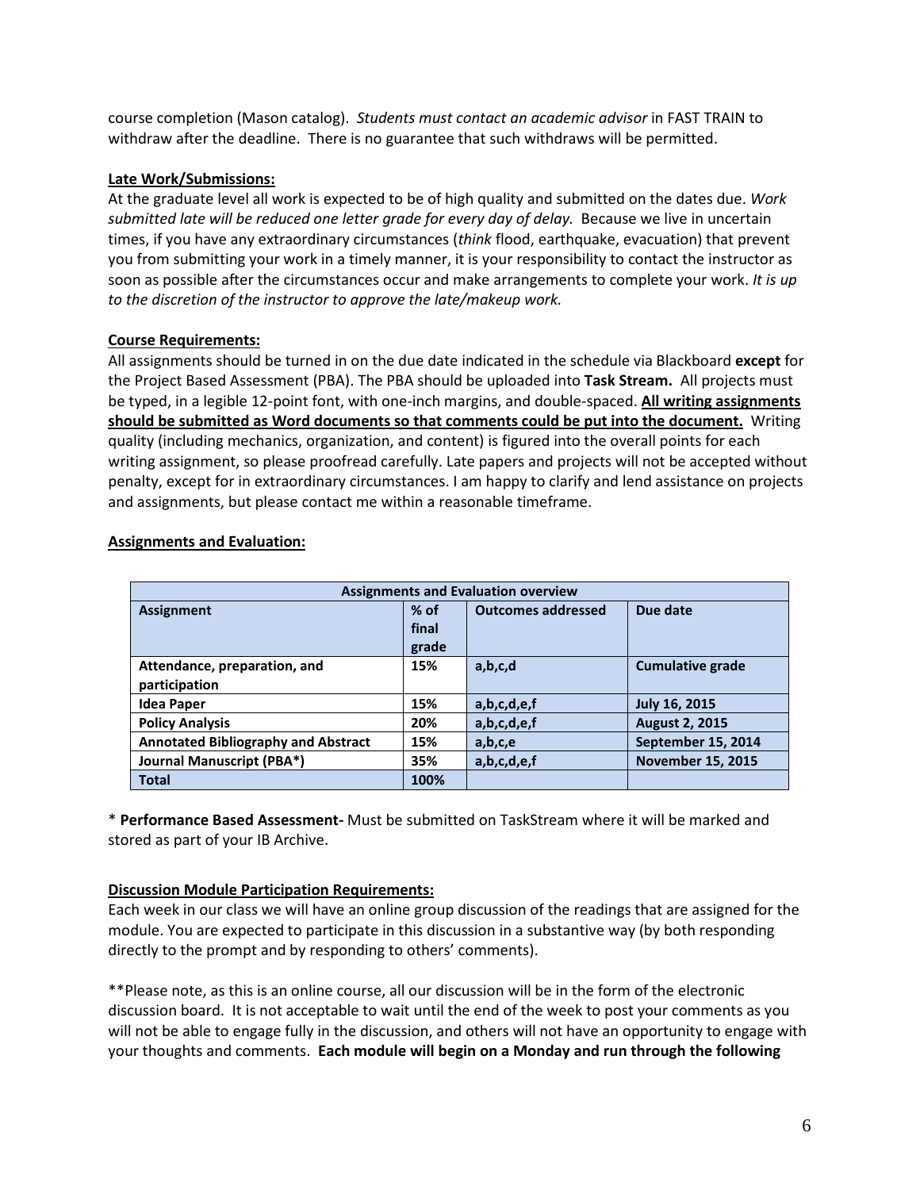course completion (Mason catalog). *Students must contact an academic advisor* in FAST TRAIN to withdraw after the deadline. There is no guarantee that such withdraws will be permitted.

**Late Work/Submissions:**

At the graduate level all work is expected to be of high quality and submitted on the dates due. *Work submitted late will be reduced one letter grade for every day of delay.* Because we live in uncertain times, if you have any extraordinary circumstances (*think* flood, earthquake, evacuation) that prevent you from submitting your work in a timely manner, it is your responsibility to contact the instructor as soon as possible after the circumstances occur and make arrangements to complete your work. *It is up to the discretion of the instructor to approve the late/makeup work.*

**Course Requirements:**

All assignments should be turned in on the due date indicated in the schedule via Blackboard **except** for the Project Based Assessment (PBA). The PBA should be uploaded into **Task Stream.** All projects must be typed, in a legible 12-point font, with one-inch margins, and double-spaced. **All writing assignments should be submitted as Word documents so that comments could be put into the document.** Writing quality (including mechanics, organization, and content) is figured into the overall points for each writing assignment, so please proofread carefully. Late papers and projects will not be accepted without penalty, except for in extraordinary circumstances. I am happy to clarify and lend assistance on projects and assignments, but please contact me within a reasonable timeframe.

**Assignments and Evaluation:**

| Assignments and Evaluation overview | | | |
|---|---|---|---|
| **Assignment** | **% of final grade** | **Outcomes addressed** | **Due date** |
| **Attendance, preparation, and participation** | **15%** | **a,b,c,d** | **Cumulative grade** |
| **Idea Paper** | **15%** | **a,b,c,d,e,f** | **July 16, 2015** |
| **Policy Analysis** | **20%** | **a,b,c,d,e,f** | **August 2, 2015** |
| **Annotated Bibliography and Abstract** | **15%** | **a,b,c,e** | **September 15, 2014** |
| **Journal Manuscript (PBA*)** | **35%** | **a,b,c,d,e,f** | **November 15, 2015** |
| **Total** | **100%** | | |

* **Performance Based Assessment-** Must be submitted on TaskStream where it will be marked and stored as part of your IB Archive.

**Discussion Module Participation Requirements:**

Each week in our class we will have an online group discussion of the readings that are assigned for the module. You are expected to participate in this discussion in a substantive way (by both responding directly to the prompt and by responding to others' comments).

**Please note, as this is an online course, all our discussion will be in the form of the electronic discussion board. It is not acceptable to wait until the end of the week to post your comments as you will not be able to engage fully in the discussion, and others will not have an opportunity to engage with your thoughts and comments. **Each module will begin on a Monday and run through the following**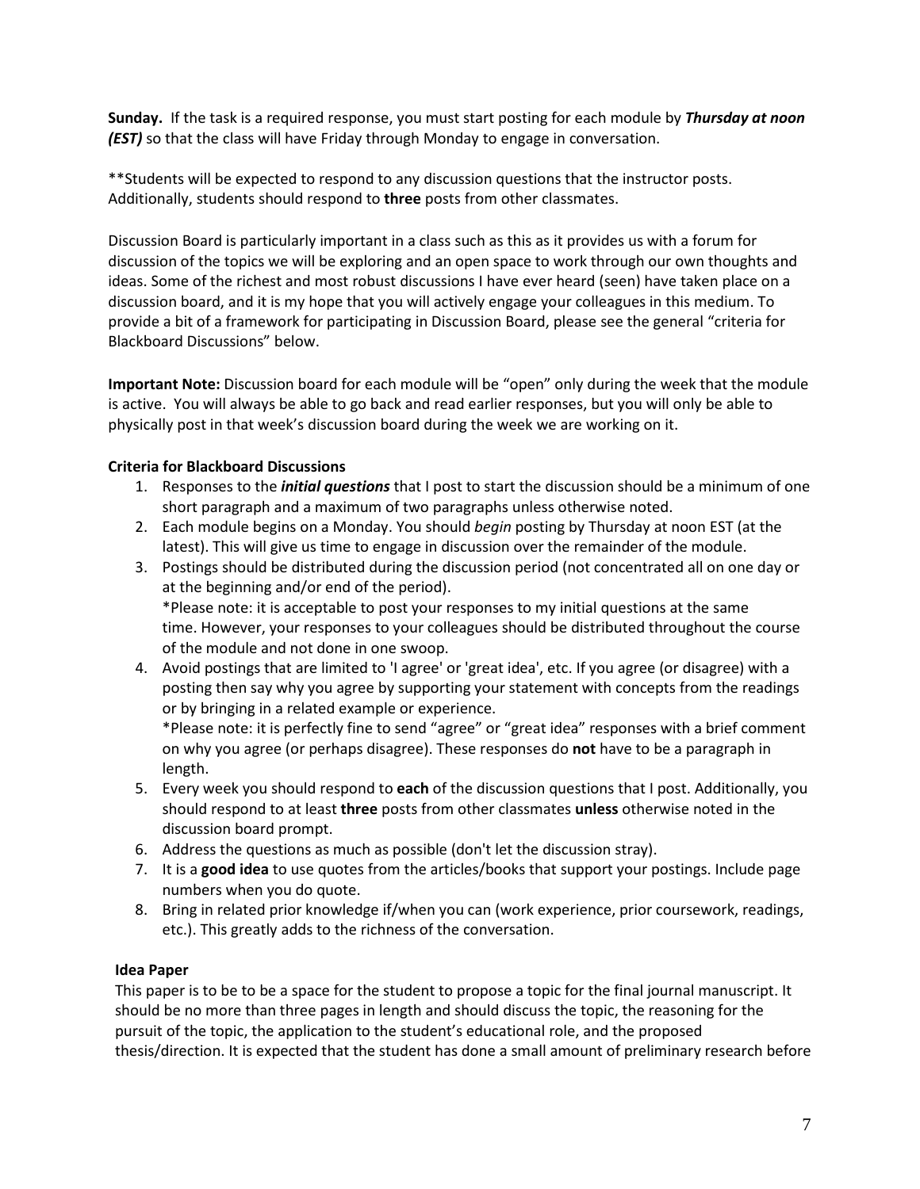**Sunday.** If the task is a required response, you must start posting for each module by ***Thursday at noon (EST)*** so that the class will have Friday through Monday to engage in conversation.

**Students will be expected to respond to any discussion questions that the instructor posts. Additionally, students should respond to **three** posts from other classmates.

Discussion Board is particularly important in a class such as this as it provides us with a forum for discussion of the topics we will be exploring and an open space to work through our own thoughts and ideas. Some of the richest and most robust discussions I have ever heard (seen) have taken place on a discussion board, and it is my hope that you will actively engage your colleagues in this medium. To provide a bit of a framework for participating in Discussion Board, please see the general "criteria for Blackboard Discussions" below.

**Important Note:** Discussion board for each module will be "open" only during the week that the module is active. You will always be able to go back and read earlier responses, but you will only be able to physically post in that week's discussion board during the week we are working on it.

**Criteria for Blackboard Discussions**

1. Responses to the ***initial questions*** that I post to start the discussion should be a minimum of one short paragraph and a maximum of two paragraphs unless otherwise noted.
2. Each module begins on a Monday. You should *begin* posting by Thursday at noon EST (at the latest). This will give us time to engage in discussion over the remainder of the module.
3. Postings should be distributed during the discussion period (not concentrated all on one day or at the beginning and/or end of the period).
   *Please note: it is acceptable to post your responses to my initial questions at the same time. However, your responses to your colleagues should be distributed throughout the course of the module and not done in one swoop.
4. Avoid postings that are limited to 'I agree' or 'great idea', etc. If you agree (or disagree) with a posting then say why you agree by supporting your statement with concepts from the readings or by bringing in a related example or experience.
   *Please note: it is perfectly fine to send "agree" or "great idea" responses with a brief comment on why you agree (or perhaps disagree). These responses do **not** have to be a paragraph in length.
5. Every week you should respond to **each** of the discussion questions that I post. Additionally, you should respond to at least **three** posts from other classmates **unless** otherwise noted in the discussion board prompt.
6. Address the questions as much as possible (don't let the discussion stray).
7. It is a **good idea** to use quotes from the articles/books that support your postings. Include page numbers when you do quote.
8. Bring in related prior knowledge if/when you can (work experience, prior coursework, readings, etc.). This greatly adds to the richness of the conversation.

**Idea Paper**

This paper is to be to be a space for the student to propose a topic for the final journal manuscript. It should be no more than three pages in length and should discuss the topic, the reasoning for the pursuit of the topic, the application to the student's educational role, and the proposed thesis/direction. It is expected that the student has done a small amount of preliminary research before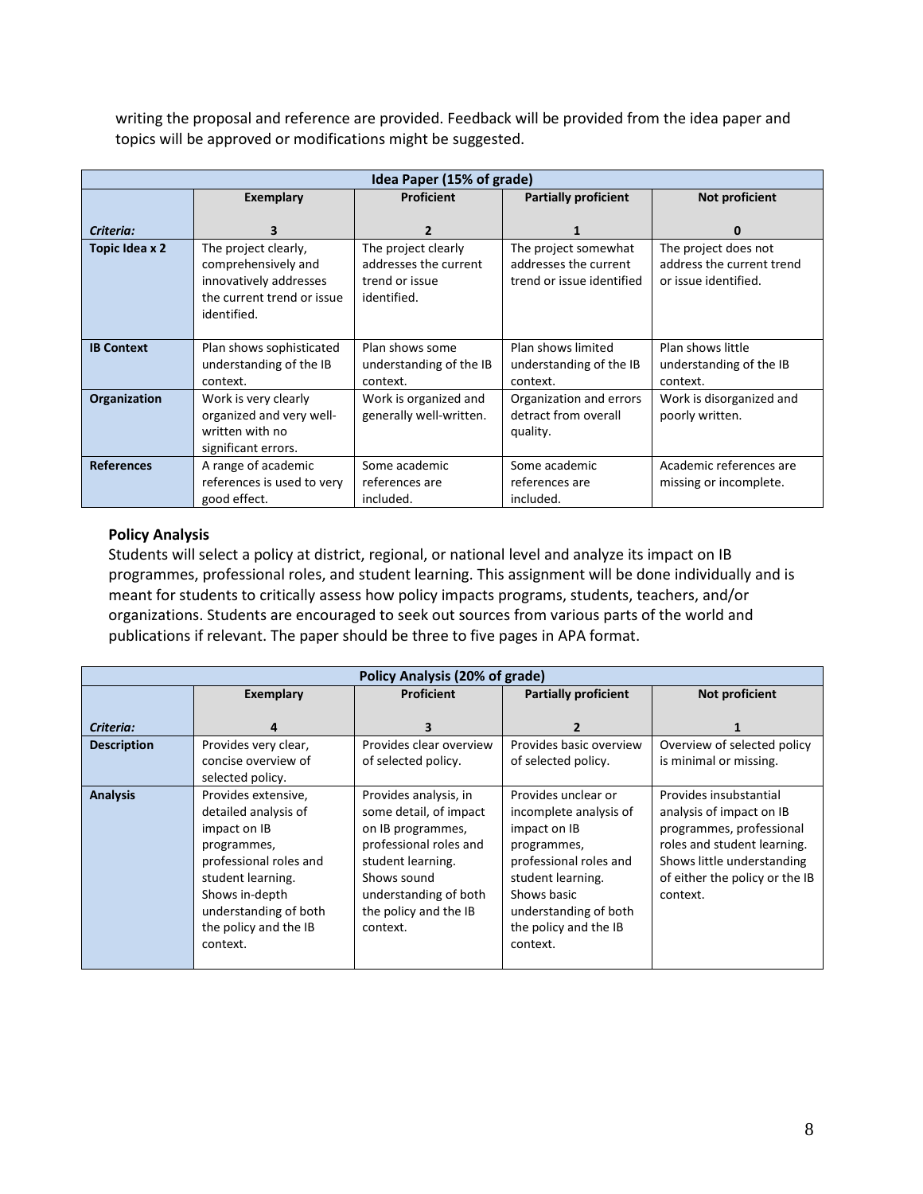writing the proposal and reference are provided. Feedback will be provided from the idea paper and topics will be approved or modifications might be suggested.

| Idea Paper (15% of grade) | | | | |
|---|---|---|---|---|
| | **Exemplary** | **Proficient** | **Partially proficient** | **Not proficient** |
| ***Criteria:*** | **3** | **2** | **1** | **0** |
| **Topic Idea x 2** | The project clearly, comprehensively and innovatively addresses the current trend or issue identified. | The project clearly addresses the current trend or issue identified. | The project somewhat addresses the current trend or issue identified | The project does not address the current trend or issue identified. |
| **IB Context** | Plan shows sophisticated understanding of the IB context. | Plan shows some understanding of the IB context. | Plan shows limited understanding of the IB context. | Plan shows little understanding of the IB context. |
| **Organization** | Work is very clearly organized and very well-written with no significant errors. | Work is organized and generally well-written. | Organization and errors detract from overall quality. | Work is disorganized and poorly written. |
| **References** | A range of academic references is used to very good effect. | Some academic references are included. | Some academic references are included. | Academic references are missing or incomplete. |

**Policy Analysis**

Students will select a policy at district, regional, or national level and analyze its impact on IB programmes, professional roles, and student learning. This assignment will be done individually and is meant for students to critically assess how policy impacts programs, students, teachers, and/or organizations. Students are encouraged to seek out sources from various parts of the world and publications if relevant. The paper should be three to five pages in APA format.

| Policy Analysis (20% of grade) | | | | |
|---|---|---|---|---|
| | **Exemplary** | **Proficient** | **Partially proficient** | **Not proficient** |
| ***Criteria:*** | **4** | **3** | **2** | **1** |
| **Description** | Provides very clear, concise overview of selected policy. | Provides clear overview of selected policy. | Provides basic overview of selected policy. | Overview of selected policy is minimal or missing. |
| **Analysis** | Provides extensive, detailed analysis of impact on IB programmes, professional roles and student learning. Shows in-depth understanding of both the policy and the IB context. | Provides analysis, in some detail, of impact on IB programmes, professional roles and student learning. Shows sound understanding of both the policy and the IB context. | Provides unclear or incomplete analysis of impact on IB programmes, professional roles and student learning. Shows basic understanding of both the policy and the IB context. | Provides insubstantial analysis of impact on IB programmes, professional roles and student learning. Shows little understanding of either the policy or the IB context. |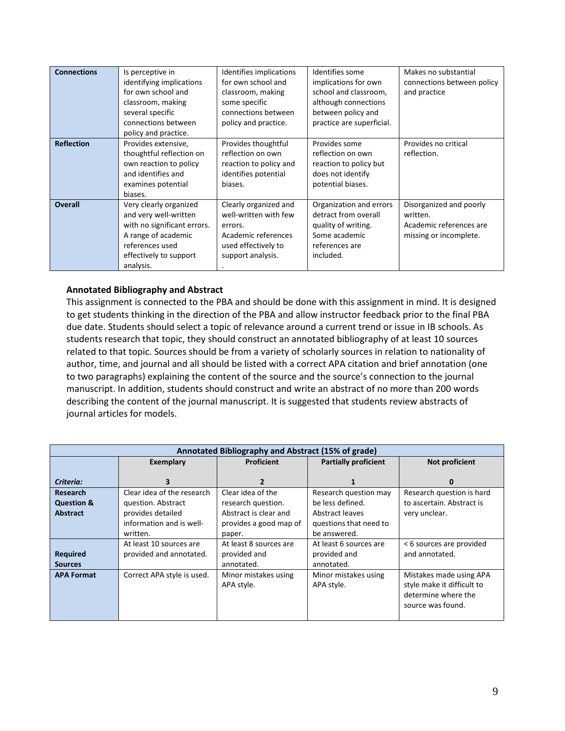| | | | | |
|---|---|---|---|---|
| **Connections** | Is perceptive in identifying implications for own school and classroom, making several specific connections between policy and practice. | Identifies implications for own school and classroom, making some specific connections between policy and practice. | Identifies some implications for own school and classroom, although connections between policy and practice are superficial. | Makes no substantial connections between policy and practice |
| **Reflection** | Provides extensive, thoughtful reflection on own reaction to policy and identifies and examines potential biases. | Provides thoughtful reflection on own reaction to policy and identifies potential biases. | Provides some reflection on own reaction to policy but does not identify potential biases. | Provides no critical reflection. |
| **Overall** | Very clearly organized and very well-written with no significant errors. A range of academic references used effectively to support analysis. | Clearly organized and well-written with few errors. Academic references used effectively to support analysis. . | Organization and errors detract from overall quality of writing. Some academic references are included. | Disorganized and poorly written. Academic references are missing or incomplete. |

**Annotated Bibliography and Abstract**

This assignment is connected to the PBA and should be done with this assignment in mind. It is designed to get students thinking in the direction of the PBA and allow instructor feedback prior to the final PBA due date. Students should select a topic of relevance around a current trend or issue in IB schools. As students research that topic, they should construct an annotated bibliography of at least 10 sources related to that topic. Sources should be from a variety of scholarly sources in relation to nationality of author, time, and journal and all should be listed with a correct APA citation and brief annotation (one to two paragraphs) explaining the content of the source and the source's connection to the journal manuscript. In addition, students should construct and write an abstract of no more than 200 words describing the content of the journal manuscript. It is suggested that students review abstracts of journal articles for models.

| **Annotated Bibliography and Abstract (15% of grade)** | | | | |
|---|---|---|---|---|
| | **Exemplary** | **Proficient** | **Partially proficient** | **Not proficient** |
| ***Criteria:*** | **3** | **2** | **1** | **0** |
| **Research Question & Abstract** | Clear idea of the research question. Abstract provides detailed information and is well-written. | Clear idea of the research question. Abstract is clear and provides a good map of paper. | Research question may be less defined. Abstract leaves questions that need to be answered. | Research question is hard to ascertain. Abstract is very unclear. |
| **Required Sources** | At least 10 sources are provided and annotated. | At least 8 sources are provided and annotated. | At least 6 sources are provided and annotated. | < 6 sources are provided and annotated. |
| **APA Format** | Correct APA style is used. | Minor mistakes using APA style. | Minor mistakes using APA style. | Mistakes made using APA style make it difficult to determine where the source was found. |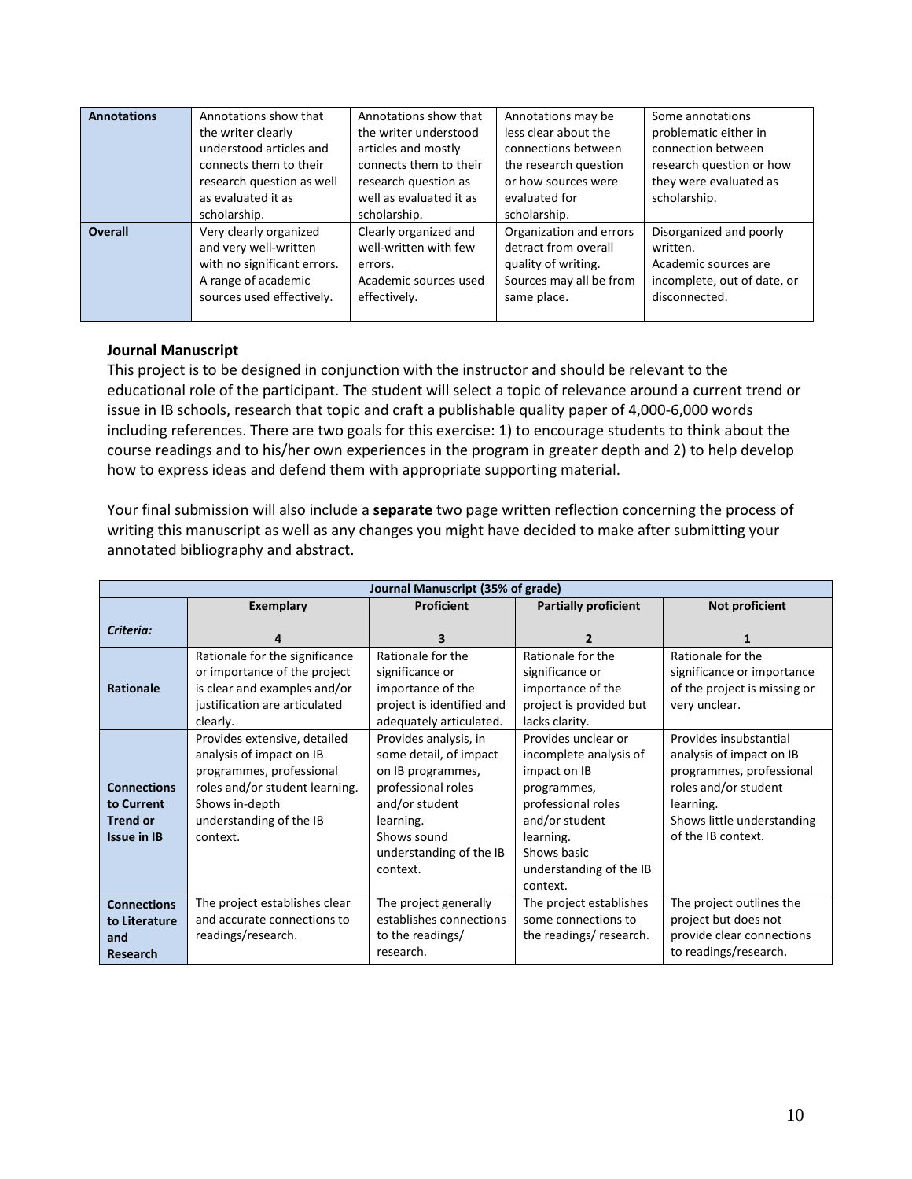| Annotations | Annotations show that the writer clearly understood articles and connects them to their research question as well as evaluated it as scholarship. | Annotations show that the writer understood articles and mostly connects them to their research question as well as evaluated it as scholarship. | Annotations may be less clear about the connections between the research question or how sources were evaluated for scholarship. | Some annotations problematic either in connection between research question or how they were evaluated as scholarship. |
|---|---|---|---|---|
| **Overall** | Very clearly organized and very well-written with no significant errors. A range of academic sources used effectively. | Clearly organized and well-written with few errors. Academic sources used effectively. | Organization and errors detract from overall quality of writing. Sources may all be from same place. | Disorganized and poorly written. Academic sources are incomplete, out of date, or disconnected. |

**Journal Manuscript**

This project is to be designed in conjunction with the instructor and should be relevant to the educational role of the participant. The student will select a topic of relevance around a current trend or issue in IB schools, research that topic and craft a publishable quality paper of 4,000-6,000 words including references. There are two goals for this exercise: 1) to encourage students to think about the course readings and to his/her own experiences in the program in greater depth and 2) to help develop how to express ideas and defend them with appropriate supporting material.

Your final submission will also include a **separate** two page written reflection concerning the process of writing this manuscript as well as any changes you might have decided to make after submitting your annotated bibliography and abstract.

| Journal Manuscript (35% of grade) | | | | |
|---|---|---|---|---|
| *Criteria:* | **Exemplary**<br>**4** | **Proficient**<br>**3** | **Partially proficient**<br>**2** | **Not proficient**<br>**1** |
| **Rationale** | Rationale for the significance or importance of the project is clear and examples and/or justification are articulated clearly. | Rationale for the significance or importance of the project is identified and adequately articulated. | Rationale for the significance or importance of the project is provided but lacks clarity. | Rationale for the significance or importance of the project is missing or very unclear. |
| **Connections to Current Trend or Issue in IB** | Provides extensive, detailed analysis of impact on IB programmes, professional roles and/or student learning. Shows in-depth understanding of the IB context. | Provides analysis, in some detail, of impact on IB programmes, professional roles and/or student learning. Shows sound understanding of the IB context. | Provides unclear or incomplete analysis of impact on IB programmes, professional roles and/or student learning. Shows basic understanding of the IB context. | Provides insubstantial analysis of impact on IB programmes, professional roles and/or student learning. Shows little understanding of the IB context. |
| **Connections to Literature and Research** | The project establishes clear and accurate connections to readings/research. | The project generally establishes connections to the readings/ research. | The project establishes some connections to the readings/ research. | The project outlines the project but does not provide clear connections to readings/research. |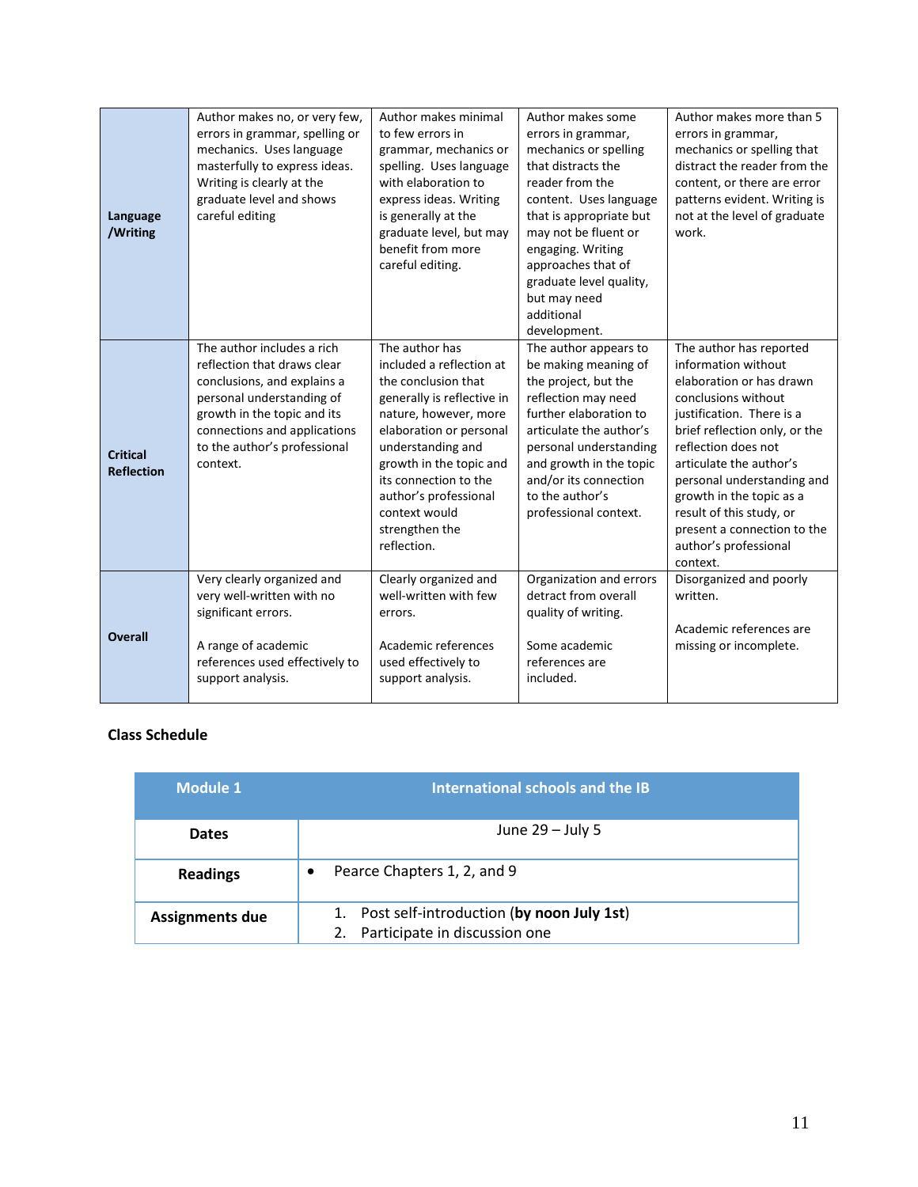| | | | | |
|---|---|---|---|---|
| **Language /Writing** | Author makes no, or very few, errors in grammar, spelling or mechanics. Uses language masterfully to express ideas. Writing is clearly at the graduate level and shows careful editing | Author makes minimal to few errors in grammar, mechanics or spelling. Uses language with elaboration to express ideas. Writing is generally at the graduate level, but may benefit from more careful editing. | Author makes some errors in grammar, mechanics or spelling that distracts the reader from the content. Uses language that is appropriate but may not be fluent or engaging. Writing approaches that of graduate level quality, but may need additional development. | Author makes more than 5 errors in grammar, mechanics or spelling that distract the reader from the content, or there are error patterns evident. Writing is not at the level of graduate work. |
| **Critical Reflection** | The author includes a rich reflection that draws clear conclusions, and explains a personal understanding of growth in the topic and its connections and applications to the author's professional context. | The author has included a reflection at the conclusion that generally is reflective in nature, however, more elaboration or personal understanding and growth in the topic and its connection to the author's professional context would strengthen the reflection. | The author appears to be making meaning of the project, but the reflection may need further elaboration to articulate the author's personal understanding and growth in the topic and/or its connection to the author's professional context. | The author has reported information without elaboration or has drawn conclusions without justification. There is a brief reflection only, or the reflection does not articulate the author's personal understanding and growth in the topic as a result of this study, or present a connection to the author's professional context. |
| **Overall** | Very clearly organized and very well-written with no significant errors.<br><br>A range of academic references used effectively to support analysis. | Clearly organized and well-written with few errors.<br><br>Academic references used effectively to support analysis. | Organization and errors detract from overall quality of writing.<br><br>Some academic references are included. | Disorganized and poorly written.<br><br>Academic references are missing or incomplete. |

## Class Schedule

| Module 1 | International schools and the IB |
|---|---|
| **Dates** | June 29 – July 5 |
| **Readings** | • Pearce Chapters 1, 2, and 9 |
| **Assignments due** | 1. Post self-introduction (**by noon July 1st**)<br>2. Participate in discussion one |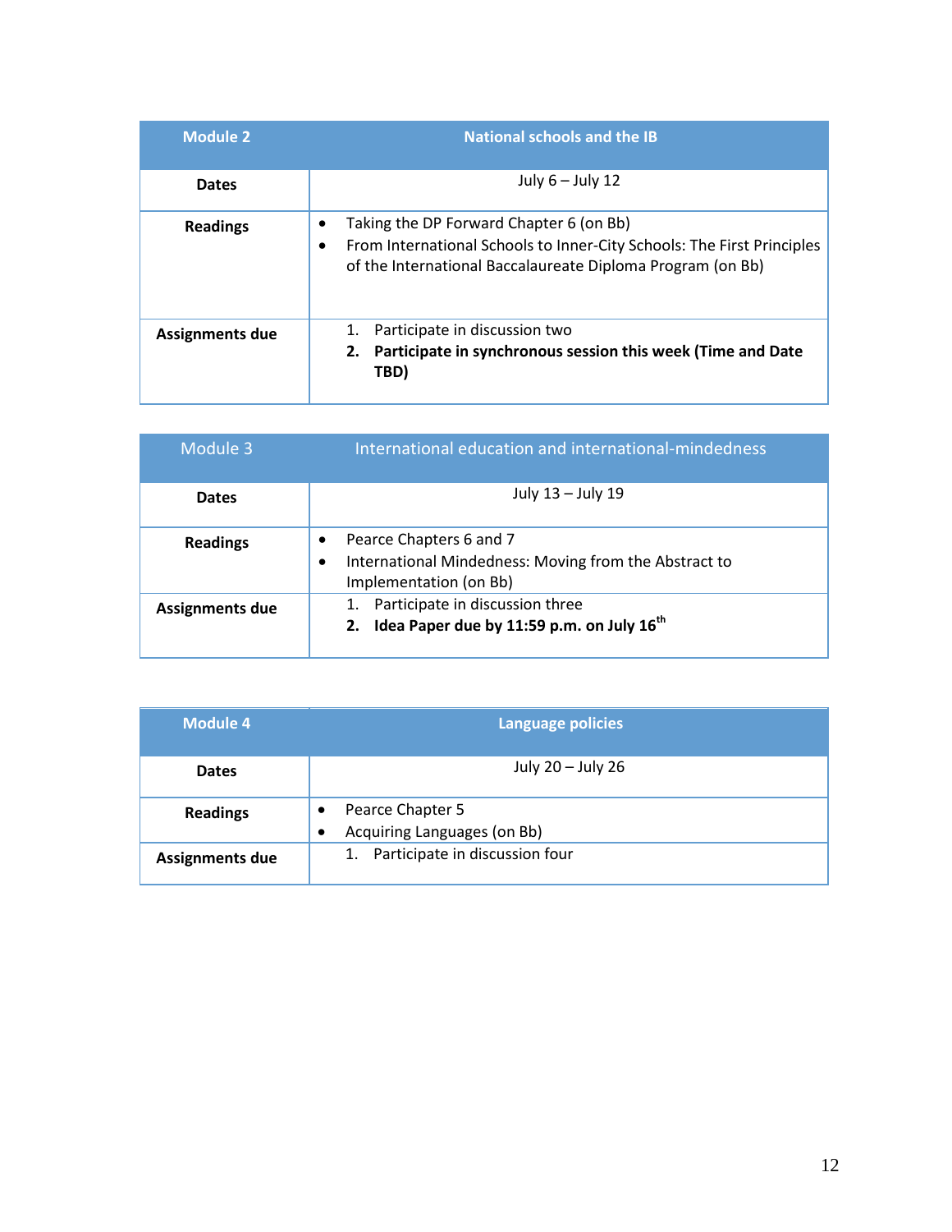| Module 2 | National schools and the IB |
|---|---|
| **Dates** | July 6 – July 12 |
| **Readings** | • Taking the DP Forward Chapter 6 (on Bb)<br>• From International Schools to Inner-City Schools: The First Principles of the International Baccalaureate Diploma Program (on Bb) |
| **Assignments due** | 1. Participate in discussion two<br>**2. Participate in synchronous session this week (Time and Date TBD)** |

| Module 3 | International education and international-mindedness |
|---|---|
| **Dates** | July 13 – July 19 |
| **Readings** | • Pearce Chapters 6 and 7<br>• International Mindedness: Moving from the Abstract to Implementation (on Bb) |
| **Assignments due** | 1. Participate in discussion three<br>**2. Idea Paper due by 11:59 p.m. on July 16th** |

| Module 4 | Language policies |
|---|---|
| **Dates** | July 20 – July 26 |
| **Readings** | • Pearce Chapter 5<br>• Acquiring Languages (on Bb) |
| **Assignments due** | 1. Participate in discussion four |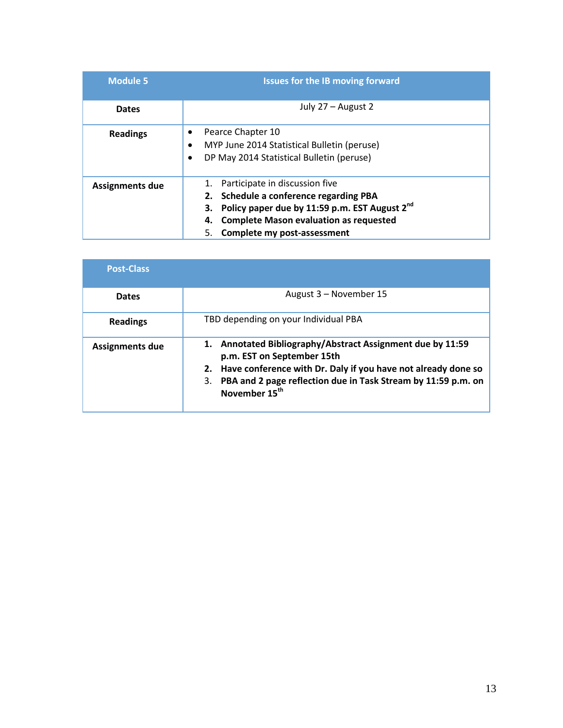| Module 5 | Issues for the IB moving forward |
|---|---|
| **Dates** | July 27 – August 2 |
| **Readings** | • Pearce Chapter 10<br>• MYP June 2014 Statistical Bulletin (peruse)<br>• DP May 2014 Statistical Bulletin (peruse) |
| **Assignments due** | 1. Participate in discussion five<br>**2. Schedule a conference regarding PBA**<br>**3. Policy paper due by 11:59 p.m. EST August 2nd**<br>**4. Complete Mason evaluation as requested**<br>5. **Complete my post-assessment** |

| Post-Class | |
|---|---|
| **Dates** | August 3 – November 15 |
| **Readings** | TBD depending on your Individual PBA |
| **Assignments due** | **1. Annotated Bibliography/Abstract Assignment due by 11:59 p.m. EST on September 15th**<br>**2. Have conference with Dr. Daly if you have not already done so**<br>3. **PBA and 2 page reflection due in Task Stream by 11:59 p.m. on November 15th** |